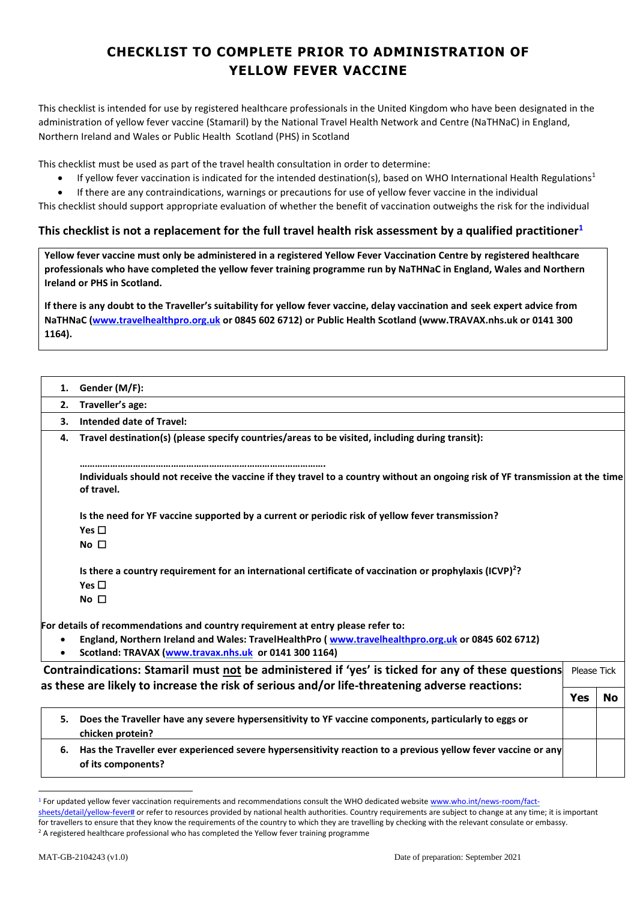# CHECKLIST TO COMPLETE PRIOR TO ADMINISTRATION OF YELLOW FEVER VACCINE

This checklist is intended for use by registered healthcare professionals in the United Kingdom who have been designated in the administration of yellow fever vaccine (Stamaril) by the National Travel Health Network and Centre (NaTHNaC) in England, Northern Ireland and Wales or Public Health Scotland (PHS) in Scotland

This checklist must be used as part of the travel health consultation in order to determine:

- If yellow fever vaccination is indicated for the intended destination(s), based on WHO International Health Regulations[1]
- If there are any contraindications, warnings or precautions for use of yellow fever vaccine in the individual

This checklist should support appropriate evaluation of whether the benefit of vaccination outweighs the risk for the individual

## This checklist is not a replacement for the full travel health risk assessment by a qualified practitioner[1]

**Yellow fever vaccine must only be administered in a registered Yellow Fever Vaccination Centre by registered healthcare professionals who have completed the yellow fever training programme run by NaTHNaC in England, Wales and Northern Ireland or PHS in Scotland.**

**If there is any doubt to the Traveller's suitability for yellow fever vaccine, delay vaccination and seek expert advice from NaTHNaC (www.travelhealthpro.org.uk or 0845 602 6712) or Public Health Scotland (www.TRAVAX.nhs.uk or 0141 300 1164).**

**1. Gender (M/F):**

**2. Traveller's age:**

**3. Intended date of Travel:**

**4. Travel destination(s) (please specify countries/areas to be visited, including during transit):**

**…………………………………………………………………………………….**

**Individuals should not receive the vaccine if they travel to a country without an ongoing risk of YF transmission at the time of travel.**

**Is the need for YF vaccine supported by a current or periodic risk of yellow fever transmission?**
**Yes ☐**
**No ☐**

**Is there a country requirement for an international certificate of vaccination or prophylaxis (ICVP)[2]?**
**Yes ☐**
**No ☐**

**For details of recommendations and country requirement at entry please refer to:**

- **England, Northern Ireland and Wales: TravelHealthPro ( www.travelhealthpro.org.uk or 0845 602 6712)**
- **Scotland: TRAVAX (www.travax.nhs.uk or 0141 300 1164)**

| **Contraindications: Stamaril must not be administered if 'yes' is ticked for any of these questions as these are likely to increase the risk of serious and/or life-threatening adverse reactions:** | Please Tick | |
|---|---|---|
| | **Yes** | **No** |
| **5. Does the Traveller have any severe hypersensitivity to YF vaccine components, particularly to eggs or chicken protein?** | | |
| **6. Has the Traveller ever experienced severe hypersensitivity reaction to a previous yellow fever vaccine or any of its components?** | | |

[1] For updated yellow fever vaccination requirements and recommendations consult the WHO dedicated website www.who.int/news-room/fact-sheets/detail/yellow-fever# or refer to resources provided by national health authorities. Country requirements are subject to change at any time; it is important for travellers to ensure that they know the requirements of the country to which they are travelling by checking with the relevant consulate or embassy.

[2] A registered healthcare professional who has completed the Yellow fever training programme

MAT-GB-2104243 (v1.0) Date of preparation: September 2021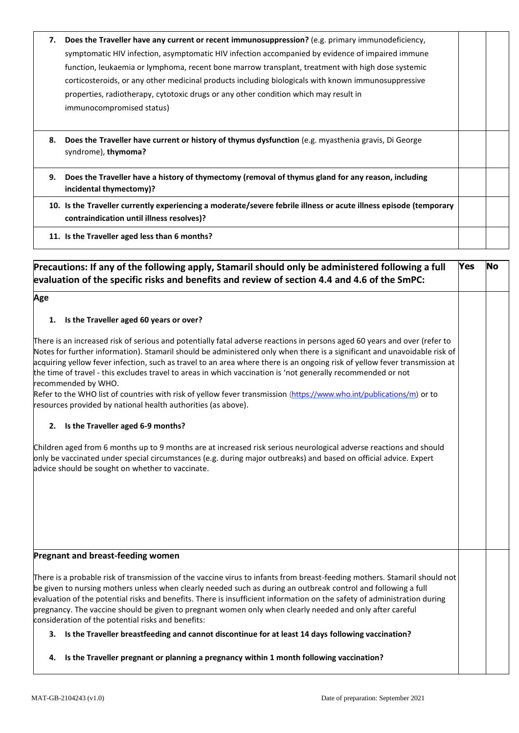| | | |
|---|---|---|
| **7. Does the Traveller have any current or recent immunosuppression?** (e.g. primary immunodeficiency, symptomatic HIV infection, asymptomatic HIV infection accompanied by evidence of impaired immune function, leukaemia or lymphoma, recent bone marrow transplant, treatment with high dose systemic corticosteroids, or any other medicinal products including biologicals with known immunosuppressive properties, radiotherapy, cytotoxic drugs or any other condition which may result in immunocompromised status) | | |
| **8. Does the Traveller have current or history of thymus dysfunction** (e.g. myasthenia gravis, Di George syndrome), **thymoma?** | | |
| **9. Does the Traveller have a history of thymectomy (removal of thymus gland for any reason, including incidental thymectomy)?** | | |
| **10. Is the Traveller currently experiencing a moderate/severe febrile illness or acute illness episode (temporary contraindication until illness resolves)?** | | |
| **11. Is the Traveller aged less than 6 months?** | | |

| Precautions: If any of the following apply, Stamaril should only be administered following a full evaluation of the specific risks and benefits and review of section 4.4 and 4.6 of the SmPC: | Yes | No |
|---|---|---|
| **Age**<br><br>**1. Is the Traveller aged 60 years or over?**<br><br>There is an increased risk of serious and potentially fatal adverse reactions in persons aged 60 years and over (refer to Notes for further information). Stamaril should be administered only when there is a significant and unavoidable risk of acquiring yellow fever infection, such as travel to an area where there is an ongoing risk of yellow fever transmission at the time of travel - this excludes travel to areas in which vaccination is 'not generally recommended or not recommended by WHO.<br>Refer to the WHO list of countries with risk of yellow fever transmission (https://www.who.int/publications/m) or to resources provided by national health authorities (as above).<br><br>**2. Is the Traveller aged 6-9 months?**<br><br>Children aged from 6 months up to 9 months are at increased risk serious neurological adverse reactions and should only be vaccinated under special circumstances (e.g. during major outbreaks) and based on official advice. Expert advice should be sought on whether to vaccinate. | | |
| **Pregnant and breast-feeding women**<br><br>There is a probable risk of transmission of the vaccine virus to infants from breast-feeding mothers. Stamaril should not be given to nursing mothers unless when clearly needed such as during an outbreak control and following a full evaluation of the potential risks and benefits. There is insufficient information on the safety of administration during pregnancy. The vaccine should be given to pregnant women only when clearly needed and only after careful consideration of the potential risks and benefits:<br><br>**3. Is the Traveller breastfeeding and cannot discontinue for at least 14 days following vaccination?**<br><br>**4. Is the Traveller pregnant or planning a pregnancy within 1 month following vaccination?** | | |

MAT-GB-2104243 (v1.0) Date of preparation: September 2021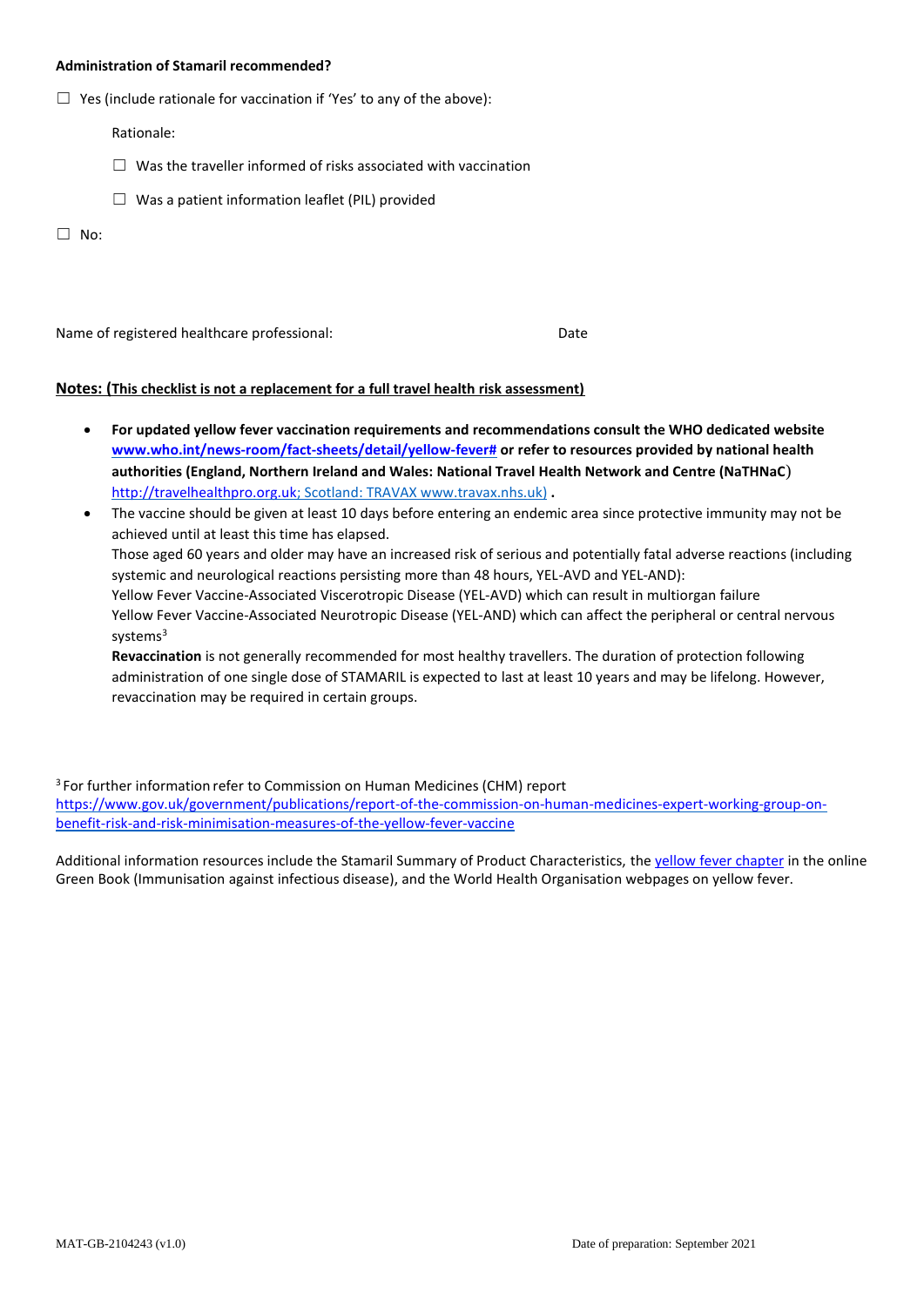**Administration of Stamaril recommended?**

☐ Yes (include rationale for vaccination if 'Yes' to any of the above):

Rationale:

☐ Was the traveller informed of risks associated with vaccination

☐ Was a patient information leaflet (PIL) provided

☐ No:

Name of registered healthcare professional: Date

**Notes: (This checklist is not a replacement for a full travel health risk assessment)**

- **For updated yellow fever vaccination requirements and recommendations consult the WHO dedicated website www.who.int/news-room/fact-sheets/detail/yellow-fever# or refer to resources provided by national health authorities (England, Northern Ireland and Wales: National Travel Health Network and Centre (NaTHNaC)** http://travelhealthpro.org.uk; Scotland: TRAVAX www.travax.nhs.uk) **.**
- The vaccine should be given at least 10 days before entering an endemic area since protective immunity may not be achieved until at least this time has elapsed.

  Those aged 60 years and older may have an increased risk of serious and potentially fatal adverse reactions (including systemic and neurological reactions persisting more than 48 hours, YEL-AVD and YEL-AND):

  Yellow Fever Vaccine-Associated Viscerotropic Disease (YEL-AVD) which can result in multiorgan failure

  Yellow Fever Vaccine-Associated Neurotropic Disease (YEL-AND) which can affect the peripheral or central nervous systems[3]

  **Revaccination** is not generally recommended for most healthy travellers. The duration of protection following administration of one single dose of STAMARIL is expected to last at least 10 years and may be lifelong. However, revaccination may be required in certain groups.

[3] For further information refer to Commission on Human Medicines (CHM) report https://www.gov.uk/government/publications/report-of-the-commission-on-human-medicines-expert-working-group-on-benefit-risk-and-risk-minimisation-measures-of-the-yellow-fever-vaccine

Additional information resources include the Stamaril Summary of Product Characteristics, the yellow fever chapter in the online Green Book (Immunisation against infectious disease), and the World Health Organisation webpages on yellow fever.

MAT-GB-2104243 (v1.0) Date of preparation: September 2021